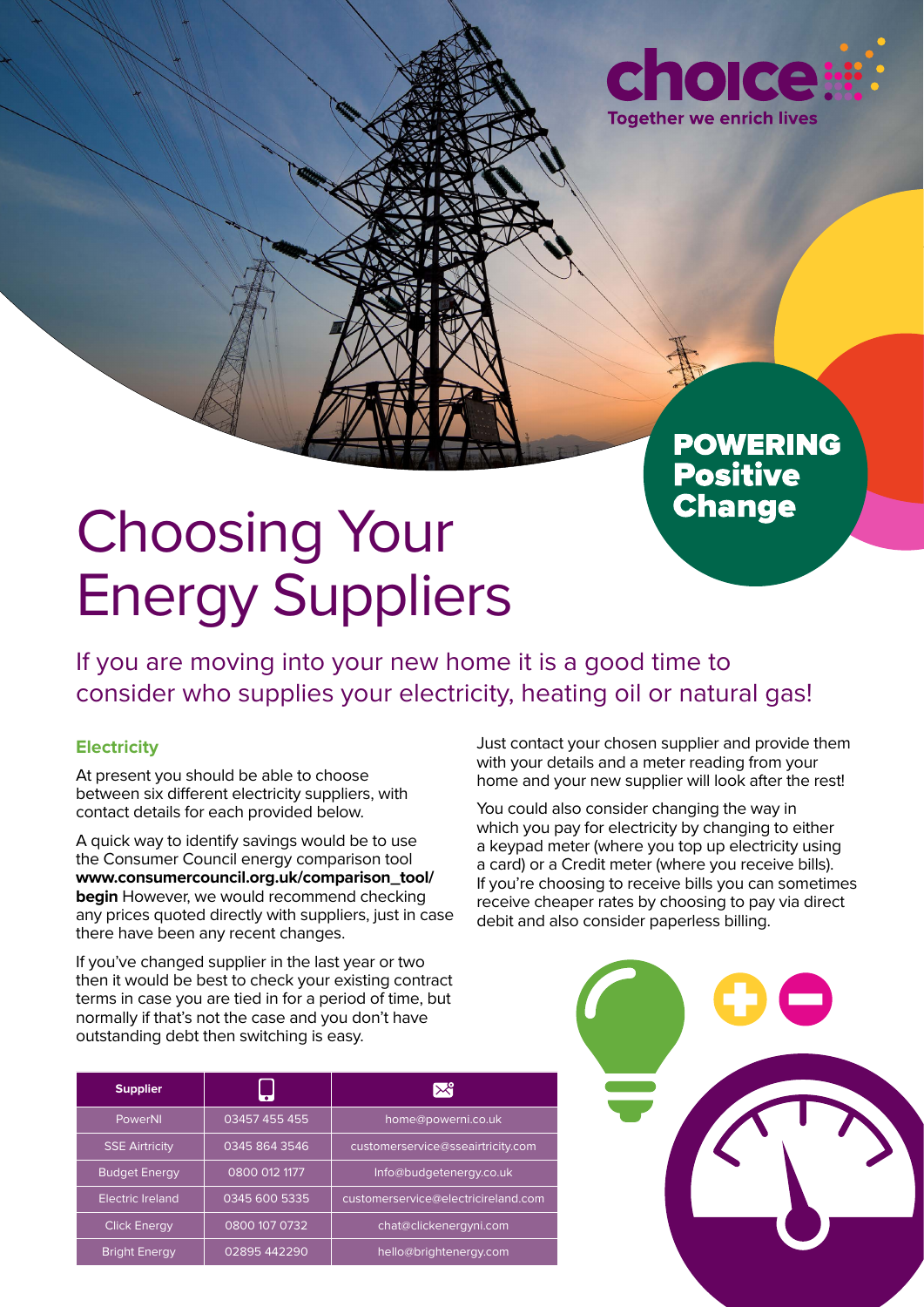choice
Together we enrich lives

POWERING Positive Change

# Choosing Your Energy Suppliers

If you are moving into your new home it is a good time to consider who supplies your electricity, heating oil or natural gas!

## Electricity

At present you should be able to choose between six different electricity suppliers, with contact details for each provided below.

A quick way to identify savings would be to use the Consumer Council energy comparison tool **www.consumercouncil.org.uk/comparison_tool/begin** However, we would recommend checking any prices quoted directly with suppliers, just in case there have been any recent changes.

If you've changed supplier in the last year or two then it would be best to check your existing contract terms in case you are tied in for a period of time, but normally if that's not the case and you don't have outstanding debt then switching is easy.

| Supplier | Phone | Email |
|---|---|---|
| PowerNI | 03457 455 455 | home@powerni.co.uk |
| SSE Airtricity | 0345 864 3546 | customerservice@sseairtricity.com |
| Budget Energy | 0800 012 1177 | Info@budgetenergy.co.uk |
| Electric Ireland | 0345 600 5335 | customerservice@electricireland.com |
| Click Energy | 0800 107 0732 | chat@clickenergyni.com |
| Bright Energy | 02895 442290 | hello@brightenergy.com |

Just contact your chosen supplier and provide them with your details and a meter reading from your home and your new supplier will look after the rest!

You could also consider changing the way in which you pay for electricity by changing to either a keypad meter (where you top up electricity using a card) or a Credit meter (where you receive bills). If you're choosing to receive bills you can sometimes receive cheaper rates by choosing to pay via direct debit and also consider paperless billing.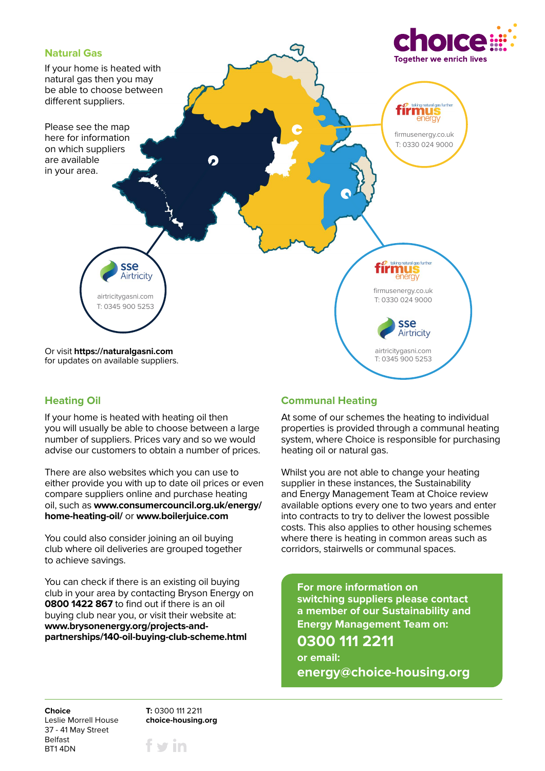## Natural Gas

If your home is heated with natural gas then you may be able to choose between different suppliers.

Please see the map here for information on which suppliers are available in your area.

firmus energy
firmusenergy.co.uk
T: 0330 024 9000

SSE Airtricity
airtricitygasni.com
T: 0345 900 5253

firmus energy
firmusenergy.co.uk
T: 0330 024 9000

SSE Airtricity
airtricitygasni.com
T: 0345 900 5253

Or visit **https://naturalgasni.com** for updates on available suppliers.

## Heating Oil

If your home is heated with heating oil then you will usually be able to choose between a large number of suppliers. Prices vary and so we would advise our customers to obtain a number of prices.

There are also websites which you can use to either provide you with up to date oil prices or even compare suppliers online and purchase heating oil, such as **www.consumercouncil.org.uk/energy/home-heating-oil/** or **www.boilerjuice.com**

You could also consider joining an oil buying club where oil deliveries are grouped together to achieve savings.

You can check if there is an existing oil buying club in your area by contacting Bryson Energy on **0800 1422 867** to find out if there is an oil buying club near you, or visit their website at: **www.brysonenergy.org/projects-and-partnerships/140-oil-buying-club-scheme.html**

## Communal Heating

At some of our schemes the heating to individual properties is provided through a communal heating system, where Choice is responsible for purchasing heating oil or natural gas.

Whilst you are not able to change your heating supplier in these instances, the Sustainability and Energy Management Team at Choice review available options every one to two years and enter into contracts to try to deliver the lowest possible costs. This also applies to other housing schemes where there is heating in common areas such as corridors, stairwells or communal spaces.

**For more information on switching suppliers please contact a member of our Sustainability and Energy Management Team on:**

**0300 111 2211**

**or email:**

**energy@choice-housing.org**

**Choice**
Leslie Morrell House
37 - 41 May Street
Belfast
BT1 4DN

**T:** 0300 111 2211
**choice-housing.org**